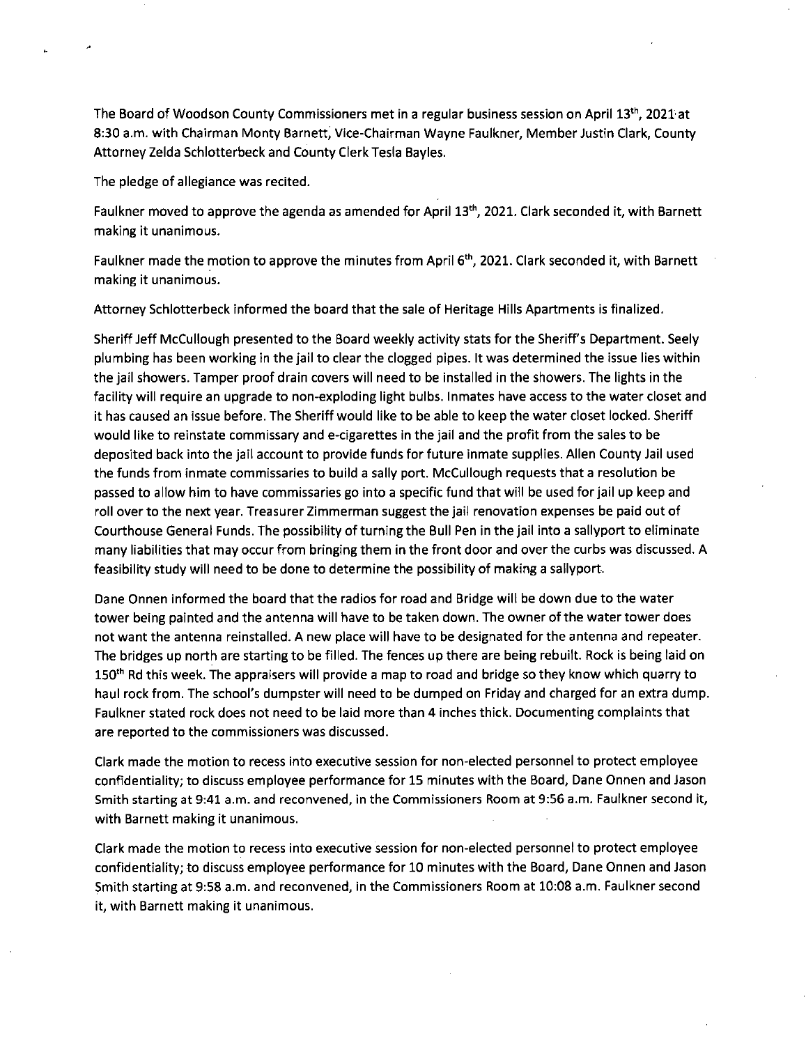The Board of Woodson County Commissioners met in a regular business session on April 13th, 2021 at 8:30 a.m. with Chairman Monty Barnett, Vice-Chairman Wayne Faulkner, Member Justin Clark, County Attorney Zelda Schlotterbeck and County Clerk Tesla Bayles.

The pledge of allegiance was recited.

Faulkner moved to approve the agenda as amended for April 13th, 2021. Clark seconded it, with Barnett making it unanimous.

Faulkner made the motion to approve the minutes from April 6th, 2021. Clark seconded it, with Barnett making it unanimous.

Attorney Schlotterbeck informed the board that the sale of Heritage Hills Apartments is finalized.

Sheriff Jeff McCullough presented to the Board weekly activity stats for the Sheriff's Department. Seely plumbing has been working in the jail to clear the clogged pipes. It was determined the issue lies within the jail showers. Tamper proof drain covers will need to be installed in the showers. The lights in the facility will require an upgrade to non-exploding light bulbs. Inmates have access to the water closet and it has caused an issue before. The Sheriff would like to be able to keep the water closet locked. Sheriff would like to reinstate commissary and e-cigarettes in the jail and the profit from the sales to be deposited back into the jail account to provide funds for future inmate supplies. Allen County Jail used the funds from inmate commissaries to build a sally port. McCullough requests that a resolution be passed to allow him to have commissaries go into a specific fund that will be used for jail up keep and roll over to the next year. Treasurer Zimmerman suggest the jail renovation expenses be paid out of Courthouse General Funds. The possibility of turning the Bull Pen in the jail into a sallyport to eliminate many liabilities that may occur from bringing them in the front door and over the curbs was discussed. A feasibility study will need to be done to determine the possibility of making a sallyport.

Dane Onnen informed the board that the radios for road and Bridge will be down due to the water tower being painted and the antenna will have to be taken down. The owner of the water tower does not want the antenna reinstalled. A new place will have to be designated for the antenna and repeater. The bridges up north are starting to be filled. The fences up there are being rebuilt. Rock is being laid on 150th Rd this week. The appraisers will provide a map to road and bridge so they know which quarry to haul rock from. The school's dumpster will need to be dumped on Friday and charged for an extra dump. Faulkner stated rock does not need to be laid more than 4 inches thick. Documenting complaints that are reported to the commissioners was discussed.

Clark made the motion to recess into executive session for non-elected personnel to protect employee confidentiality; to discuss employee performance for 15 minutes with the Board, Dane Onnen and Jason Smith starting at 9:41 a.m. and reconvened, in the Commissioners Room at 9:56 a.m. Faulkner second it, with Barnett making it unanimous.

Clark made the motion to recess into executive session for non-elected personnel to protect employee confidentiality; to discuss employee performance for 10 minutes with the Board, Dane Onnen and Jason Smith starting at 9:58 a.m. and reconvened, in the Commissioners Room at 10:08 a.m. Faulkner second it, with Barnett making it unanimous.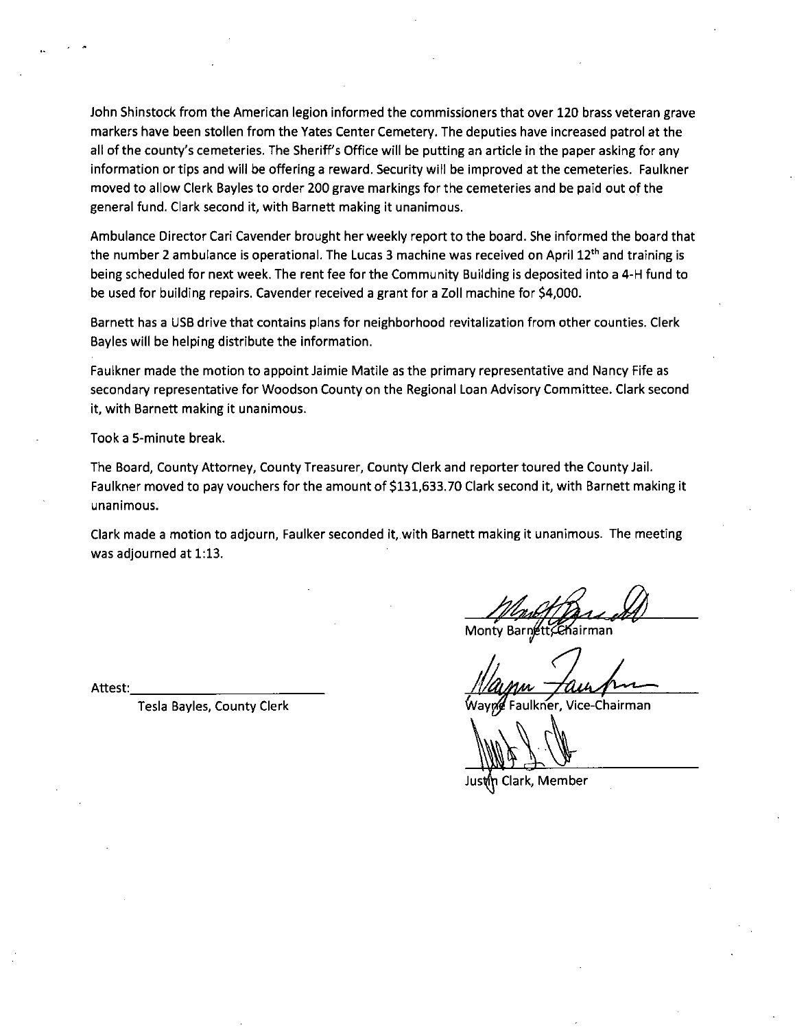John Shinstock from the American legion informed the commissioners that over 120 brass veteran grave markers have been stollen from the Yates Center Cemetery. The deputies have increased patrol at the all of the county's cemeteries. The Sheriff's Office will be putting an article in the paper asking for any information or tips and will be offering a reward. Security will be improved at the cemeteries. Faulkner moved to allow Clerk Bayles to order 200 grave markings for the cemeteries and be paid out of the general fund. Clark second it, with Barnett making it unanimous.

Ambulance Director Cari Cavender brought her weekly report to the board. She informed the board that the number 2 ambulance is operational. The Lucas 3 machine was received on April 12th and training is being scheduled for next week. The rent fee for the Community Building is deposited into a 4-H fund to be used for building repairs. Cavender received a grant for a Zoll machine for $4,000.

Barnett has a USB drive that contains plans for neighborhood revitalization from other counties. Clerk Bayles will be helping distribute the information.

Faulkner made the motion to appoint Jaimie Matile as the primary representative and Nancy Fife as secondary representative for Woodson County on the Regional Loan Advisory Committee. Clark second it, with Barnett making it unanimous.

Took a 5-minute break.

The Board, County Attorney, County Treasurer, County Clerk and reporter toured the County Jail. Faulkner moved to pay vouchers for the amount of $131,633.70 Clark second it, with Barnett making it unanimous.

Clark made a motion to adjourn, Faulker seconded it, with Barnett making it unanimous. The meeting was adjourned at 1:13.

Monty Barnett, Chairman

Attest:\_\_\_\_\_\_\_\_\_\_\_\_\_\_\_\_\_\_\_\_\_\_\_\_

Tesla Bayles, County Clerk

Wayne Faulkner, Vice-Chairman

Justin Clark, Member